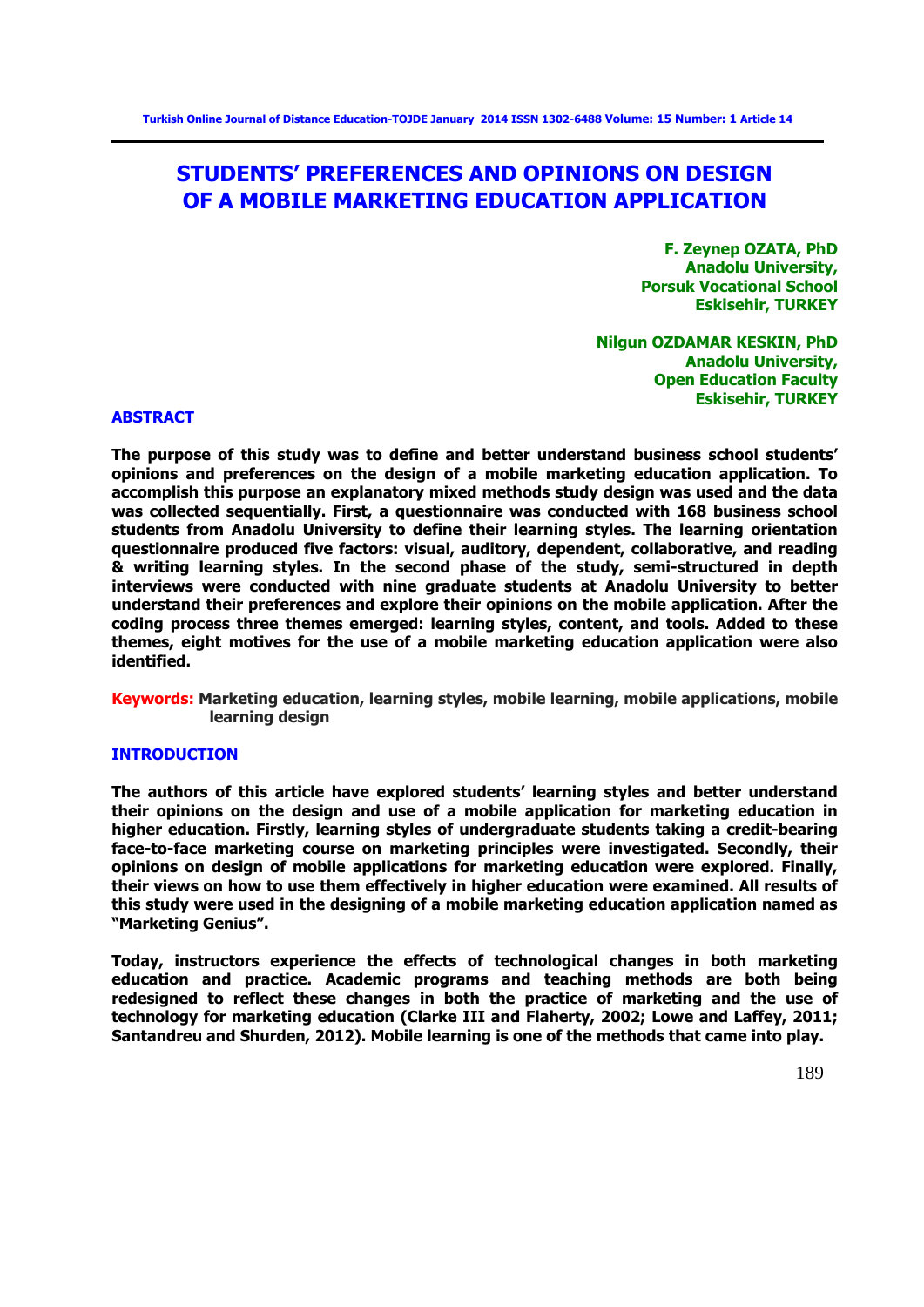# STUDENTS' PREFERENCES AND OPINIONS ON DESIGN OF A MOBILE MARKETING EDUCATION APPLICATION

**F. Zeynep OZATA, PhD**
**Anadolu University,**
**Porsuk Vocational School**
**Eskisehir, TURKEY**

**Nilgun OZDAMAR KESKIN, PhD**
**Anadolu University,**
**Open Education Faculty**
**Eskisehir, TURKEY**

## ABSTRACT

**The purpose of this study was to define and better understand business school students' opinions and preferences on the design of a mobile marketing education application. To accomplish this purpose an explanatory mixed methods study design was used and the data was collected sequentially. First, a questionnaire was conducted with 168 business school students from Anadolu University to define their learning styles. The learning orientation questionnaire produced five factors: visual, auditory, dependent, collaborative, and reading & writing learning styles. In the second phase of the study, semi-structured in depth interviews were conducted with nine graduate students at Anadolu University to better understand their preferences and explore their opinions on the mobile application. After the coding process three themes emerged: learning styles, content, and tools. Added to these themes, eight motives for the use of a mobile marketing education application were also identified.**

**Keywords:** **Marketing education, learning styles, mobile learning, mobile applications, mobile learning design**

## INTRODUCTION

**The authors of this article have explored students' learning styles and better understand their opinions on the design and use of a mobile application for marketing education in higher education. Firstly, learning styles of undergraduate students taking a credit-bearing face-to-face marketing course on marketing principles were investigated. Secondly, their opinions on design of mobile applications for marketing education were explored. Finally, their views on how to use them effectively in higher education were examined. All results of this study were used in the designing of a mobile marketing education application named as "Marketing Genius".**

**Today, instructors experience the effects of technological changes in both marketing education and practice. Academic programs and teaching methods are both being redesigned to reflect these changes in both the practice of marketing and the use of technology for marketing education (Clarke III and Flaherty, 2002; Lowe and Laffey, 2011; Santandreu and Shurden, 2012). Mobile learning is one of the methods that came into play.**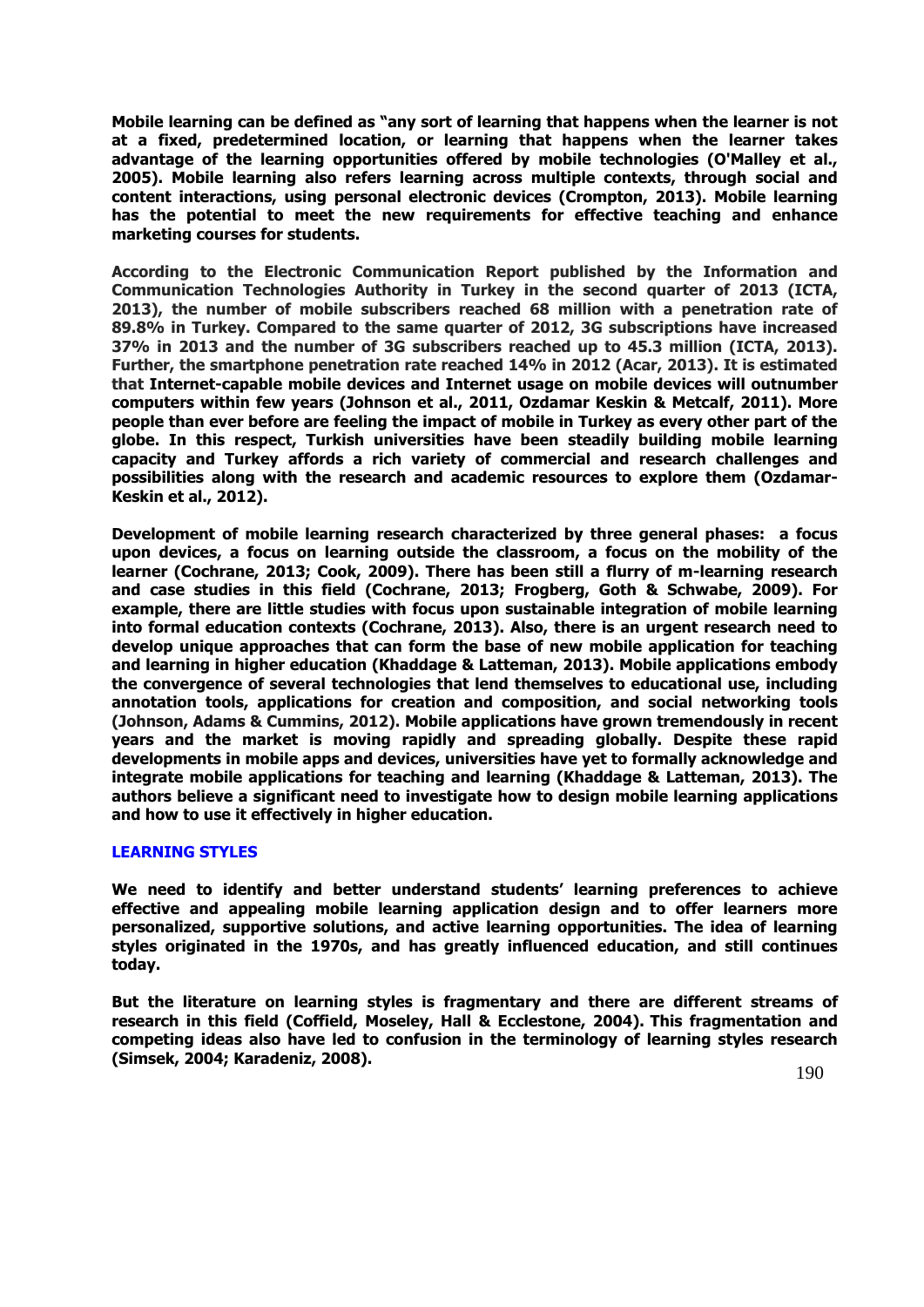**Mobile learning can be defined as "any sort of learning that happens when the learner is not at a fixed, predetermined location, or learning that happens when the learner takes advantage of the learning opportunities offered by mobile technologies (O'Malley et al., 2005). Mobile learning also refers learning across multiple contexts, through social and content interactions, using personal electronic devices (Crompton, 2013). Mobile learning has the potential to meet the new requirements for effective teaching and enhance marketing courses for students.**

**According to the Electronic Communication Report published by the Information and Communication Technologies Authority in Turkey in the second quarter of 2013 (ICTA, 2013), the number of mobile subscribers reached 68 million with a penetration rate of 89.8% in Turkey. Compared to the same quarter of 2012, 3G subscriptions have increased 37% in 2013 and the number of 3G subscribers reached up to 45.3 million (ICTA, 2013). Further, the smartphone penetration rate reached 14% in 2012 (Acar, 2013). It is estimated that Internet-capable mobile devices and Internet usage on mobile devices will outnumber computers within few years (Johnson et al., 2011, Ozdamar Keskin & Metcalf, 2011). More people than ever before are feeling the impact of mobile in Turkey as every other part of the globe. In this respect, Turkish universities have been steadily building mobile learning capacity and Turkey affords a rich variety of commercial and research challenges and possibilities along with the research and academic resources to explore them (Ozdamar-Keskin et al., 2012).**

**Development of mobile learning research characterized by three general phases: a focus upon devices, a focus on learning outside the classroom, a focus on the mobility of the learner (Cochrane, 2013; Cook, 2009). There has been still a flurry of m-learning research and case studies in this field (Cochrane, 2013; Frogberg, Goth & Schwabe, 2009). For example, there are little studies with focus upon sustainable integration of mobile learning into formal education contexts (Cochrane, 2013). Also, there is an urgent research need to develop unique approaches that can form the base of new mobile application for teaching and learning in higher education (Khaddage & Latteman, 2013). Mobile applications embody the convergence of several technologies that lend themselves to educational use, including annotation tools, applications for creation and composition, and social networking tools (Johnson, Adams & Cummins, 2012). Mobile applications have grown tremendously in recent years and the market is moving rapidly and spreading globally. Despite these rapid developments in mobile apps and devices, universities have yet to formally acknowledge and integrate mobile applications for teaching and learning (Khaddage & Latteman, 2013). The authors believe a significant need to investigate how to design mobile learning applications and how to use it effectively in higher education.**

## LEARNING STYLES

**We need to identify and better understand students' learning preferences to achieve effective and appealing mobile learning application design and to offer learners more personalized, supportive solutions, and active learning opportunities. The idea of learning styles originated in the 1970s, and has greatly influenced education, and still continues today.**

**But the literature on learning styles is fragmentary and there are different streams of research in this field (Coffield, Moseley, Hall & Ecclestone, 2004). This fragmentation and competing ideas also have led to confusion in the terminology of learning styles research (Simsek, 2004; Karadeniz, 2008).**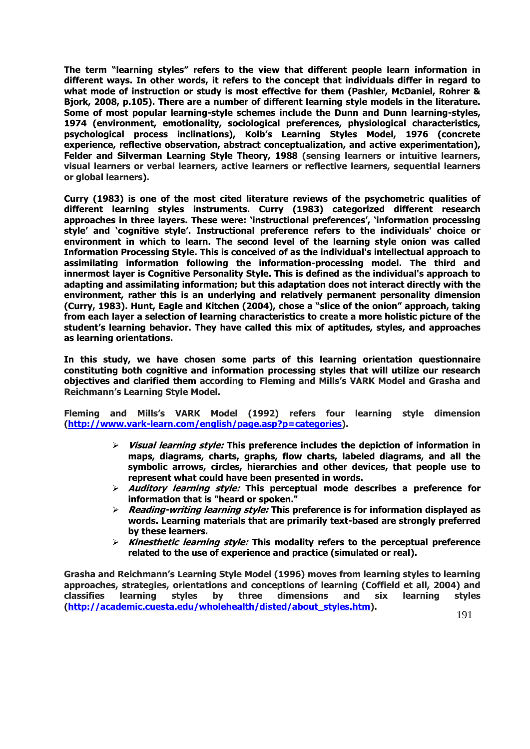The term "learning styles" refers to the view that different people learn information in different ways. In other words, it refers to the concept that individuals differ in regard to what mode of instruction or study is most effective for them (Pashler, McDaniel, Rohrer & Bjork, 2008, p.105). There are a number of different learning style models in the literature. Some of most popular learning-style schemes include the Dunn and Dunn learning-styles, 1974 (environment, emotionality, sociological preferences, physiological characteristics, psychological process inclinations), Kolb's Learning Styles Model, 1976 (concrete experience, reflective observation, abstract conceptualization, and active experimentation), Felder and Silverman Learning Style Theory, 1988 (sensing learners or intuitive learners, visual learners or verbal learners, active learners or reflective learners, sequential learners or global learners).

Curry (1983) is one of the most cited literature reviews of the psychometric qualities of different learning styles instruments. Curry (1983) categorized different research approaches in three layers. These were: 'instructional preferences', 'information processing style' and 'cognitive style'. Instructional preference refers to the individuals' choice or environment in which to learn. The second level of the learning style onion was called Information Processing Style. This is conceived of as the individual's intellectual approach to assimilating information following the information-processing model. The third and innermost layer is Cognitive Personality Style. This is defined as the individual's approach to adapting and assimilating information; but this adaptation does not interact directly with the environment, rather this is an underlying and relatively permanent personality dimension (Curry, 1983). Hunt, Eagle and Kitchen (2004), chose a "slice of the onion" approach, taking from each layer a selection of learning characteristics to create a more holistic picture of the student's learning behavior. They have called this mix of aptitudes, styles, and approaches as learning orientations.

In this study, we have chosen some parts of this learning orientation questionnaire constituting both cognitive and information processing styles that will utilize our research objectives and clarified them according to Fleming and Mills's VARK Model and Grasha and Reichmann's Learning Style Model.

Fleming and Mills's VARK Model (1992) refers four learning style dimension (http://www.vark-learn.com/english/page.asp?p=categories).

- *Visual learning style:* This preference includes the depiction of information in maps, diagrams, charts, graphs, flow charts, labeled diagrams, and all the symbolic arrows, circles, hierarchies and other devices, that people use to represent what could have been presented in words.
- *Auditory learning style:* This perceptual mode describes a preference for information that is "heard or spoken."
- *Reading-writing learning style:* This preference is for information displayed as words. Learning materials that are primarily text-based are strongly preferred by these learners.
- *Kinesthetic learning style:* This modality refers to the perceptual preference related to the use of experience and practice (simulated or real).

Grasha and Reichmann's Learning Style Model (1996) moves from learning styles to learning approaches, strategies, orientations and conceptions of learning (Coffield et all, 2004) and classifies learning styles by three dimensions and six learning styles (http://academic.cuesta.edu/wholehealth/disted/about_styles.htm).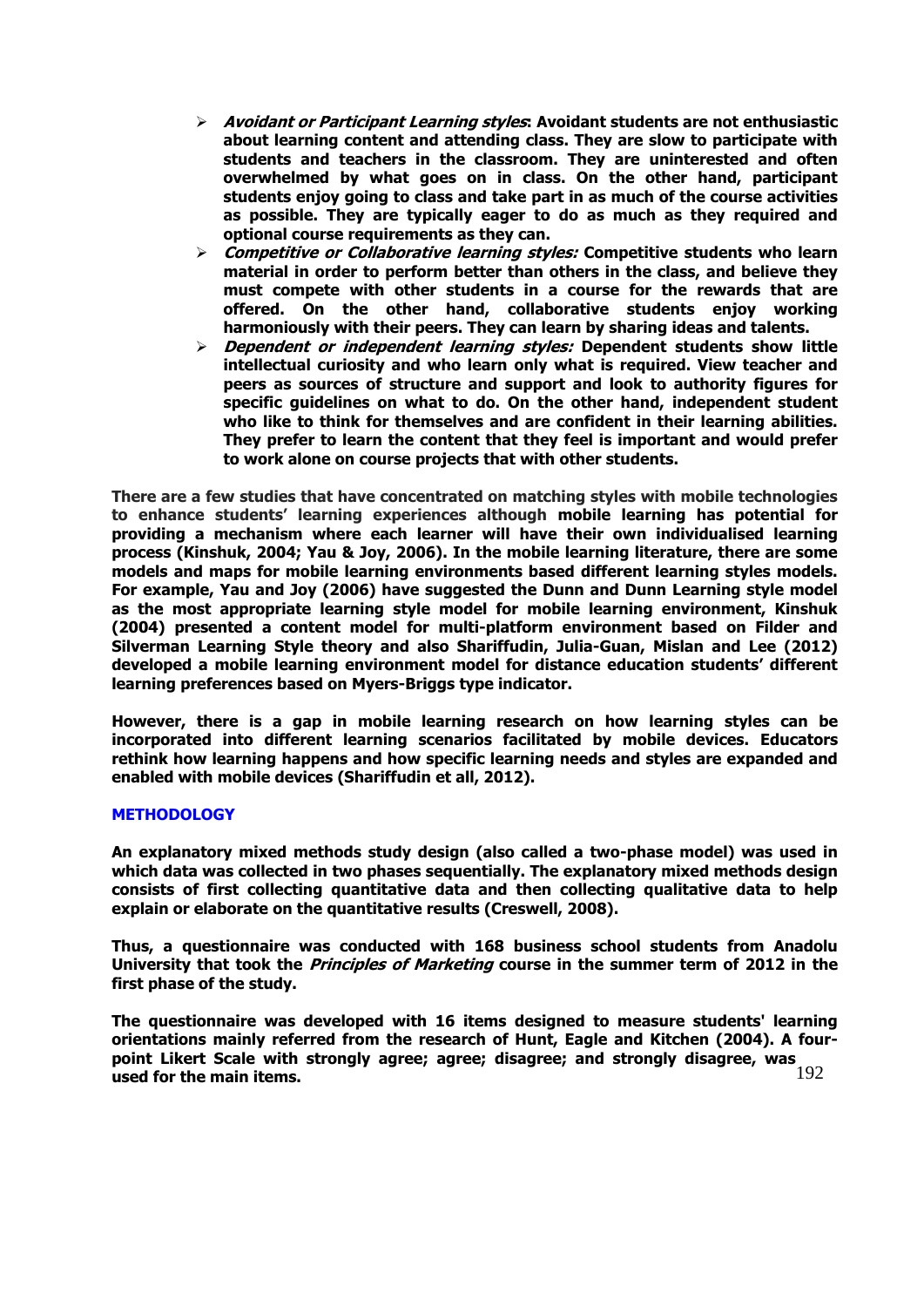- ***Avoidant or Participant Learning styles*: Avoidant students are not enthusiastic about learning content and attending class. They are slow to participate with students and teachers in the classroom. They are uninterested and often overwhelmed by what goes on in class. On the other hand, participant students enjoy going to class and take part in as much of the course activities as possible. They are typically eager to do as much as they required and optional course requirements as they can.**
- ***Competitive or Collaborative learning styles:* Competitive students who learn material in order to perform better than others in the class, and believe they must compete with other students in a course for the rewards that are offered. On the other hand, collaborative students enjoy working harmoniously with their peers. They can learn by sharing ideas and talents.**
- ***Dependent or independent learning styles:* Dependent students show little intellectual curiosity and who learn only what is required. View teacher and peers as sources of structure and support and look to authority figures for specific guidelines on what to do. On the other hand, independent student who like to think for themselves and are confident in their learning abilities. They prefer to learn the content that they feel is important and would prefer to work alone on course projects that with other students.**

**There are a few studies that have concentrated on matching styles with mobile technologies to enhance students' learning experiences although mobile learning has potential for providing a mechanism where each learner will have their own individualised learning process (Kinshuk, 2004; Yau & Joy, 2006). In the mobile learning literature, there are some models and maps for mobile learning environments based different learning styles models. For example, Yau and Joy (2006) have suggested the Dunn and Dunn Learning style model as the most appropriate learning style model for mobile learning environment, Kinshuk (2004) presented a content model for multi-platform environment based on Filder and Silverman Learning Style theory and also Shariffudin, Julia-Guan, Mislan and Lee (2012) developed a mobile learning environment model for distance education students' different learning preferences based on Myers-Briggs type indicator.**

**However, there is a gap in mobile learning research on how learning styles can be incorporated into different learning scenarios facilitated by mobile devices. Educators rethink how learning happens and how specific learning needs and styles are expanded and enabled with mobile devices (Shariffudin et all, 2012).**

## METHODOLOGY

**An explanatory mixed methods study design (also called a two-phase model) was used in which data was collected in two phases sequentially. The explanatory mixed methods design consists of first collecting quantitative data and then collecting qualitative data to help explain or elaborate on the quantitative results (Creswell, 2008).**

**Thus, a questionnaire was conducted with 168 business school students from Anadolu University that took the *Principles of Marketing* course in the summer term of 2012 in the first phase of the study.**

**The questionnaire was developed with 16 items designed to measure students' learning orientations mainly referred from the research of Hunt, Eagle and Kitchen (2004). A four-point Likert Scale with strongly agree; agree; disagree; and strongly disagree, was used for the main items.**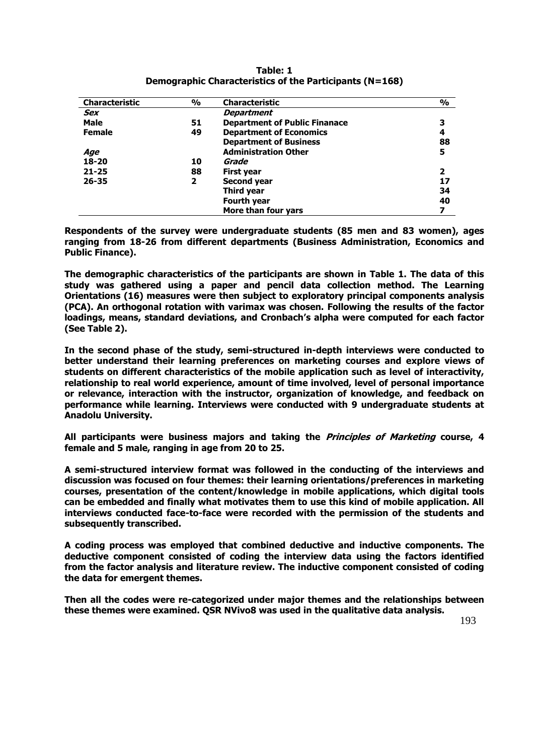**Table: 1**
**Demographic Characteristics of the Participants (N=168)**

| Characteristic | % | Characteristic | % |
|---|---|---|---|
| ***Sex*** | | ***Department*** | |
| **Male** | **51** | **Department of Public Finanace** | **3** |
| **Female** | **49** | **Department of Economics** | **4** |
| | | **Department of Business** | **88** |
| ***Age*** | | **Administration Other** | **5** |
| **18-20** | **10** | ***Grade*** | |
| **21-25** | **88** | **First year** | **2** |
| **26-35** | **2** | **Second year** | **17** |
| | | **Third year** | **34** |
| | | **Fourth year** | **40** |
| | | **More than four yars** | **7** |

**Respondents of the survey were undergraduate students (85 men and 83 women), ages ranging from 18-26 from different departments (Business Administration, Economics and Public Finance).**

**The demographic characteristics of the participants are shown in Table 1. The data of this study was gathered using a paper and pencil data collection method. The Learning Orientations (16) measures were then subject to exploratory principal components analysis (PCA). An orthogonal rotation with varimax was chosen. Following the results of the factor loadings, means, standard deviations, and Cronbach's alpha were computed for each factor (See Table 2).**

**In the second phase of the study, semi-structured in-depth interviews were conducted to better understand their learning preferences on marketing courses and explore views of students on different characteristics of the mobile application such as level of interactivity, relationship to real world experience, amount of time involved, level of personal importance or relevance, interaction with the instructor, organization of knowledge, and feedback on performance while learning. Interviews were conducted with 9 undergraduate students at Anadolu University.**

**All participants were business majors and taking the *Principles of Marketing* course, 4 female and 5 male, ranging in age from 20 to 25.**

**A semi-structured interview format was followed in the conducting of the interviews and discussion was focused on four themes: their learning orientations/preferences in marketing courses, presentation of the content/knowledge in mobile applications, which digital tools can be embedded and finally what motivates them to use this kind of mobile application. All interviews conducted face-to-face were recorded with the permission of the students and subsequently transcribed.**

**A coding process was employed that combined deductive and inductive components. The deductive component consisted of coding the interview data using the factors identified from the factor analysis and literature review. The inductive component consisted of coding the data for emergent themes.**

**Then all the codes were re-categorized under major themes and the relationships between these themes were examined. QSR NVivo8 was used in the qualitative data analysis.**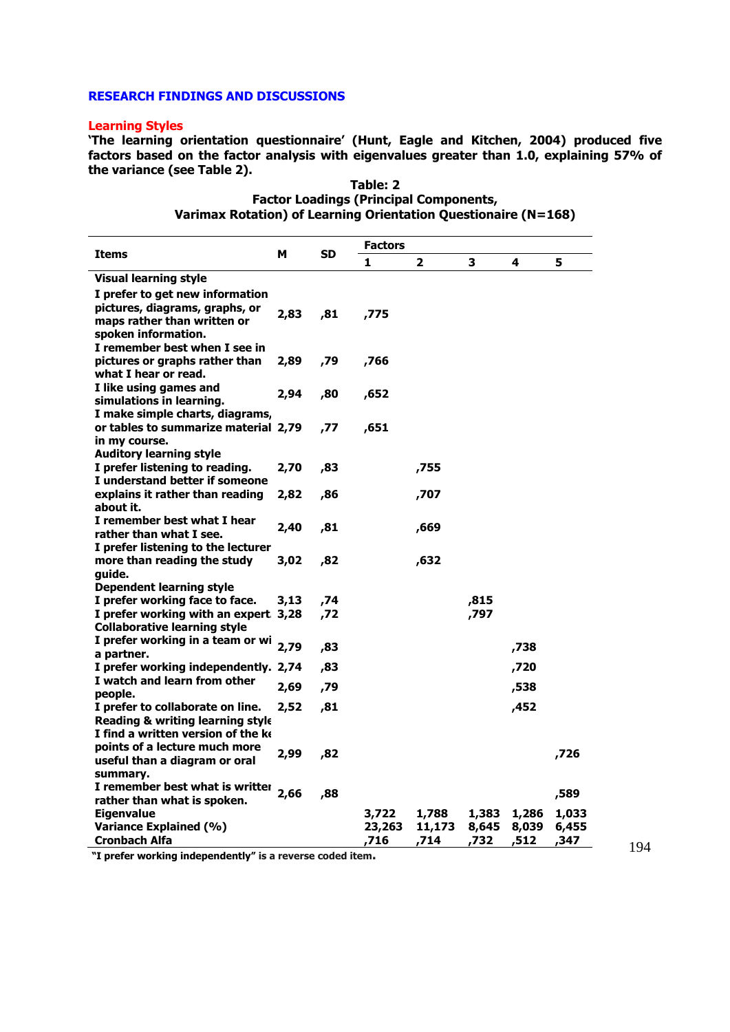## RESEARCH FINDINGS AND DISCUSSIONS

### Learning Styles

**'The learning orientation questionnaire' (Hunt, Eagle and Kitchen, 2004) produced five factors based on the factor analysis with eigenvalues greater than 1.0, explaining 57% of the variance (see Table 2).**

**Table: 2**
**Factor Loadings (Principal Components, Varimax Rotation) of Learning Orientation Questionaire (N=168)**

| Items | M | SD | Factors | | | | |
|---|---|---|---|---|---|---|---|
| | | | 1 | 2 | 3 | 4 | 5 |
| **Visual learning style** | | | | | | | |
| I prefer to get new information pictures, diagrams, graphs, or maps rather than written or spoken information. | 2,83 | ,81 | ,775 | | | | |
| I remember best when I see in pictures or graphs rather than what I hear or read. | 2,89 | ,79 | ,766 | | | | |
| I like using games and simulations in learning. | 2,94 | ,80 | ,652 | | | | |
| I make simple charts, diagrams, or tables to summarize material in my course. | 2,79 | ,77 | ,651 | | | | |
| **Auditory learning style** | | | | | | | |
| I prefer listening to reading. | 2,70 | ,83 | | ,755 | | | |
| I understand better if someone explains it rather than reading about it. | 2,82 | ,86 | | ,707 | | | |
| I remember best what I hear rather than what I see. | 2,40 | ,81 | | ,669 | | | |
| I prefer listening to the lecturer more than reading the study guide. | 3,02 | ,82 | | ,632 | | | |
| **Dependent learning style** | | | | | | | |
| I prefer working face to face. | 3,13 | ,74 | | | ,815 | | |
| I prefer working with an expert. | 3,28 | ,72 | | | ,797 | | |
| **Collaborative learning style** | | | | | | | |
| I prefer working in a team or wi a partner. | 2,79 | ,83 | | | | ,738 | |
| I prefer working independently. | 2,74 | ,83 | | | | ,720 | |
| I watch and learn from other people. | 2,69 | ,79 | | | | ,538 | |
| I prefer to collaborate on line. | 2,52 | ,81 | | | | ,452 | |
| **Reading & writing learning style** | | | | | | | |
| I find a written version of the ke points of a lecture much more useful than a diagram or oral summary. | 2,99 | ,82 | | | | | ,726 |
| I remember best what is writter rather than what is spoken. | 2,66 | ,88 | | | | | ,589 |
| **Eigenvalue** | | | 3,722 | 1,788 | 1,383 | 1,286 | 1,033 |
| **Variance Explained (%)** | | | 23,263 | 11,173 | 8,645 | 8,039 | 6,455 |
| **Cronbach Alfa** | | | ,716 | ,714 | ,732 | ,512 | ,347 |

"I prefer working independently" is a reverse coded item.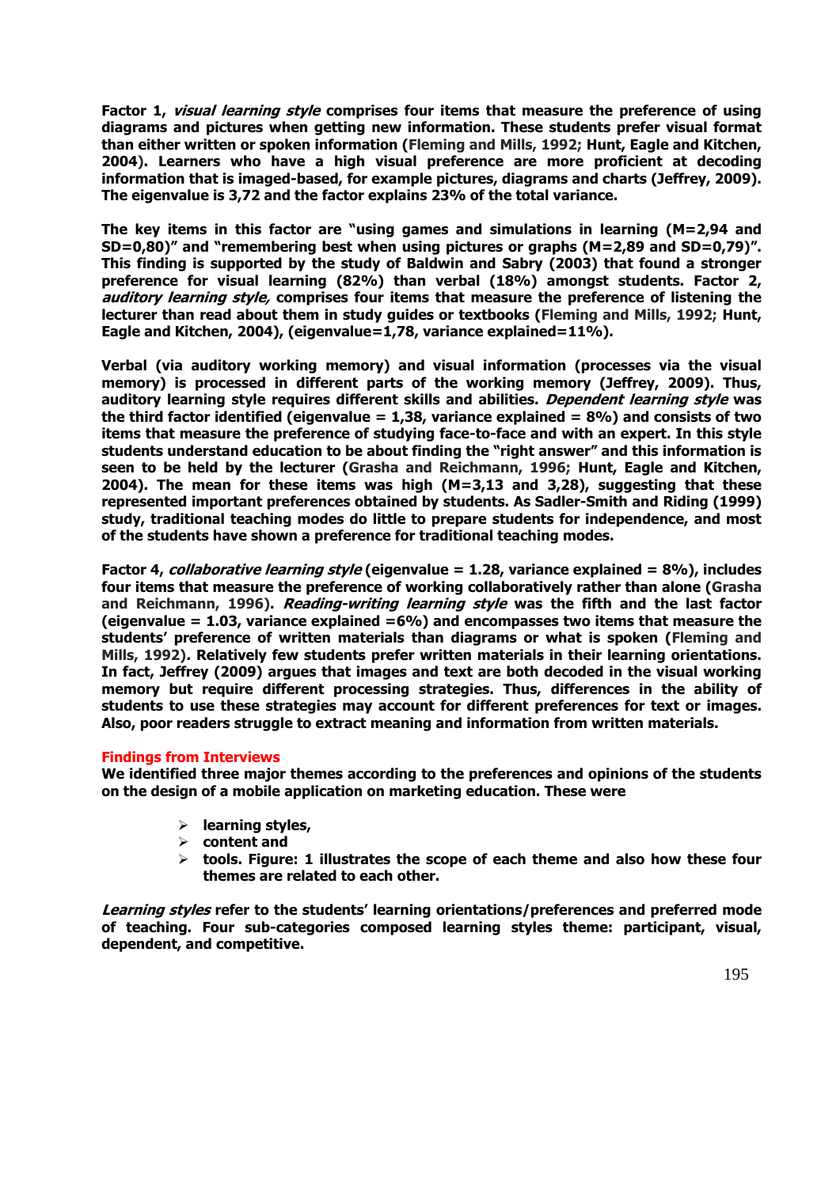**Factor 1, *visual learning style* comprises four items that measure the preference of using diagrams and pictures when getting new information. These students prefer visual format than either written or spoken information (Fleming and Mills, 1992; Hunt, Eagle and Kitchen, 2004). Learners who have a high visual preference are more proficient at decoding information that is imaged-based, for example pictures, diagrams and charts (Jeffrey, 2009). The eigenvalue is 3,72 and the factor explains 23% of the total variance.**

**The key items in this factor are "using games and simulations in learning (M=2,94 and SD=0,80)" and "remembering best when using pictures or graphs (M=2,89 and SD=0,79)". This finding is supported by the study of Baldwin and Sabry (2003) that found a stronger preference for visual learning (82%) than verbal (18%) amongst students. Factor 2, *auditory learning style,* comprises four items that measure the preference of listening the lecturer than read about them in study guides or textbooks (Fleming and Mills, 1992; Hunt, Eagle and Kitchen, 2004), (eigenvalue=1,78, variance explained=11%).**

**Verbal (via auditory working memory) and visual information (processes via the visual memory) is processed in different parts of the working memory (Jeffrey, 2009). Thus, auditory learning style requires different skills and abilities. *Dependent learning style* was the third factor identified (eigenvalue = 1,38, variance explained = 8%) and consists of two items that measure the preference of studying face-to-face and with an expert. In this style students understand education to be about finding the "right answer" and this information is seen to be held by the lecturer (Grasha and Reichmann, 1996; Hunt, Eagle and Kitchen, 2004). The mean for these items was high (M=3,13 and 3,28), suggesting that these represented important preferences obtained by students. As Sadler-Smith and Riding (1999) study, traditional teaching modes do little to prepare students for independence, and most of the students have shown a preference for traditional teaching modes.**

**Factor 4, *collaborative learning style* (eigenvalue = 1.28, variance explained = 8%), includes four items that measure the preference of working collaboratively rather than alone (Grasha and Reichmann, 1996). *Reading-writing learning style* was the fifth and the last factor (eigenvalue = 1.03, variance explained =6%) and encompasses two items that measure the students' preference of written materials than diagrams or what is spoken (Fleming and Mills, 1992). Relatively few students prefer written materials in their learning orientations. In fact, Jeffrey (2009) argues that images and text are both decoded in the visual working memory but require different processing strategies. Thus, differences in the ability of students to use these strategies may account for different preferences for text or images. Also, poor readers struggle to extract meaning and information from written materials.**

### Findings from Interviews

**We identified three major themes according to the preferences and opinions of the students on the design of a mobile application on marketing education. These were**

- **learning styles,**
- **content and**
- **tools. Figure: 1 illustrates the scope of each theme and also how these four themes are related to each other.**

***Learning styles* refer to the students' learning orientations/preferences and preferred mode of teaching. Four sub-categories composed learning styles theme: participant, visual, dependent, and competitive.**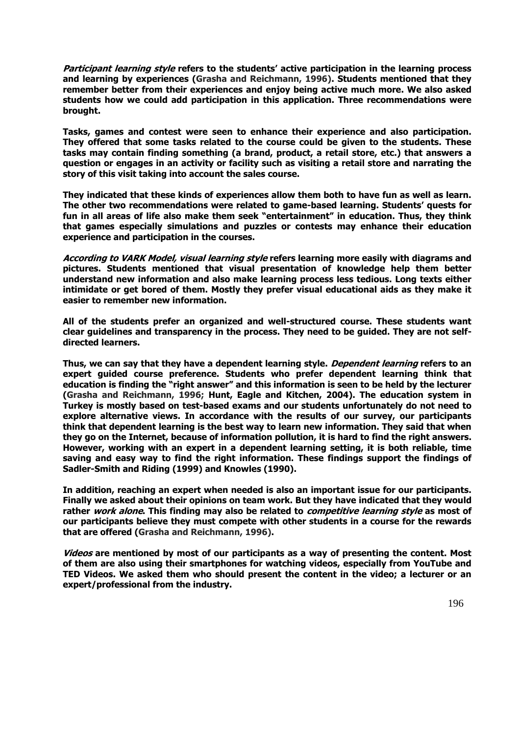***Participant learning style*** **refers to the students' active participation in the learning process and learning by experiences (Grasha and Reichmann, 1996). Students mentioned that they remember better from their experiences and enjoy being active much more. We also asked students how we could add participation in this application. Three recommendations were brought.**

**Tasks, games and contest were seen to enhance their experience and also participation. They offered that some tasks related to the course could be given to the students. These tasks may contain finding something (a brand, product, a retail store, etc.) that answers a question or engages in an activity or facility such as visiting a retail store and narrating the story of this visit taking into account the sales course.**

**They indicated that these kinds of experiences allow them both to have fun as well as learn. The other two recommendations were related to game-based learning. Students' quests for fun in all areas of life also make them seek "entertainment" in education. Thus, they think that games especially simulations and puzzles or contests may enhance their education experience and participation in the courses.**

***According to VARK Model, visual learning style*** **refers learning more easily with diagrams and pictures. Students mentioned that visual presentation of knowledge help them better understand new information and also make learning process less tedious. Long texts either intimidate or get bored of them. Mostly they prefer visual educational aids as they make it easier to remember new information.**

**All of the students prefer an organized and well-structured course. These students want clear guidelines and transparency in the process. They need to be guided. They are not self-directed learners.**

**Thus, we can say that they have a dependent learning style.** ***Dependent learning*** **refers to an expert guided course preference. Students who prefer dependent learning think that education is finding the "right answer" and this information is seen to be held by the lecturer (Grasha and Reichmann, 1996; Hunt, Eagle and Kitchen, 2004). The education system in Turkey is mostly based on test-based exams and our students unfortunately do not need to explore alternative views. In accordance with the results of our survey, our participants think that dependent learning is the best way to learn new information. They said that when they go on the Internet, because of information pollution, it is hard to find the right answers. However, working with an expert in a dependent learning setting, it is both reliable, time saving and easy way to find the right information. These findings support the findings of Sadler-Smith and Riding (1999) and Knowles (1990).**

**In addition, reaching an expert when needed is also an important issue for our participants. Finally we asked about their opinions on team work. But they have indicated that they would rather** ***work alone*****. This finding may also be related to** ***competitive learning style*** **as most of our participants believe they must compete with other students in a course for the rewards that are offered (Grasha and Reichmann, 1996).**

***Videos*** **are mentioned by most of our participants as a way of presenting the content. Most of them are also using their smartphones for watching videos, especially from YouTube and TED Videos. We asked them who should present the content in the video; a lecturer or an expert/professional from the industry.**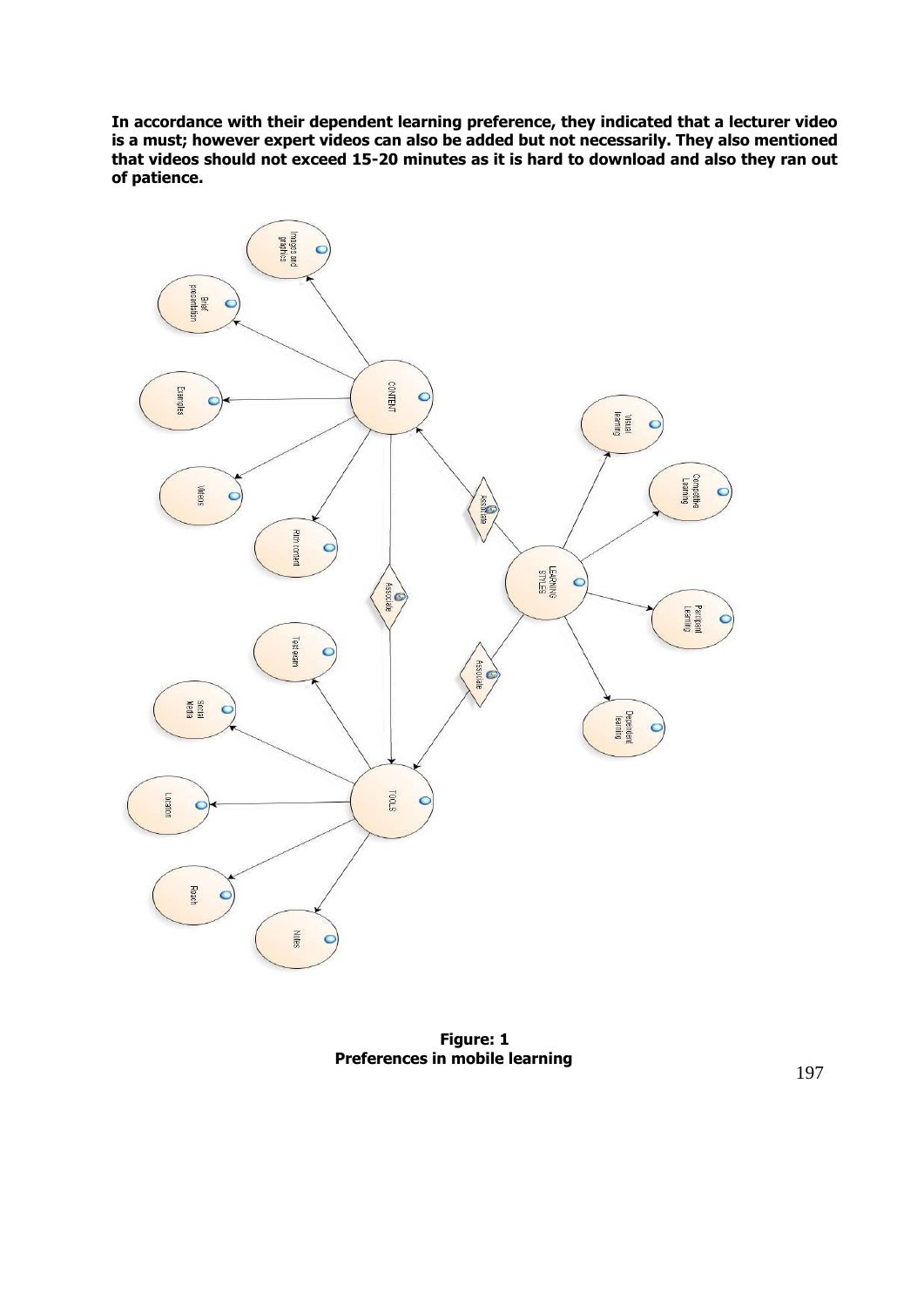**In accordance with their dependent learning preference, they indicated that a lecturer video is a must; however expert videos can also be added but not necessarily. They also mentioned that videos should not exceed 15-20 minutes as it is hard to download and also they ran out of patience.**

**Figure: 1**
**Preferences in mobile learning**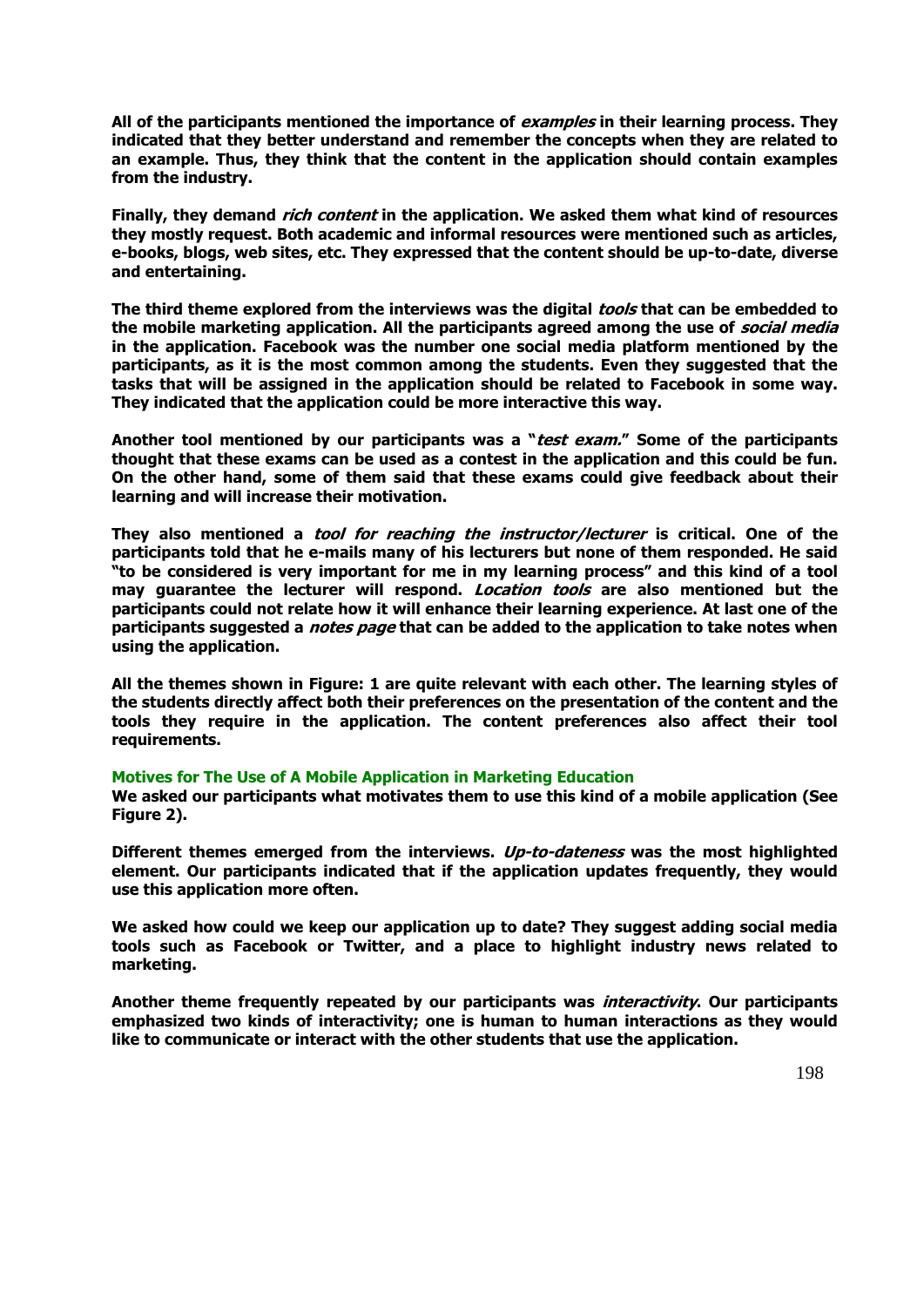All of the participants mentioned the importance of *examples* in their learning process. They indicated that they better understand and remember the concepts when they are related to an example. Thus, they think that the content in the application should contain examples from the industry.

Finally, they demand *rich content* in the application. We asked them what kind of resources they mostly request. Both academic and informal resources were mentioned such as articles, e-books, blogs, web sites, etc. They expressed that the content should be up-to-date, diverse and entertaining.

The third theme explored from the interviews was the digital *tools* that can be embedded to the mobile marketing application. All the participants agreed among the use of *social media* in the application. Facebook was the number one social media platform mentioned by the participants, as it is the most common among the students. Even they suggested that the tasks that will be assigned in the application should be related to Facebook in some way. They indicated that the application could be more interactive this way.

Another tool mentioned by our participants was a "*test exam.*" Some of the participants thought that these exams can be used as a contest in the application and this could be fun. On the other hand, some of them said that these exams could give feedback about their learning and will increase their motivation.

They also mentioned a *tool for reaching the instructor/lecturer* is critical. One of the participants told that he e-mails many of his lecturers but none of them responded. He said "to be considered is very important for me in my learning process" and this kind of a tool may guarantee the lecturer will respond. *Location tools* are also mentioned but the participants could not relate how it will enhance their learning experience. At last one of the participants suggested a *notes page* that can be added to the application to take notes when using the application.

All the themes shown in Figure: 1 are quite relevant with each other. The learning styles of the students directly affect both their preferences on the presentation of the content and the tools they require in the application. The content preferences also affect their tool requirements.

### Motives for The Use of A Mobile Application in Marketing Education

We asked our participants what motivates them to use this kind of a mobile application (See Figure 2).

Different themes emerged from the interviews. *Up-to-dateness* was the most highlighted element. Our participants indicated that if the application updates frequently, they would use this application more often.

We asked how could we keep our application up to date? They suggest adding social media tools such as Facebook or Twitter, and a place to highlight industry news related to marketing.

Another theme frequently repeated by our participants was *interactivity*. Our participants emphasized two kinds of interactivity; one is human to human interactions as they would like to communicate or interact with the other students that use the application.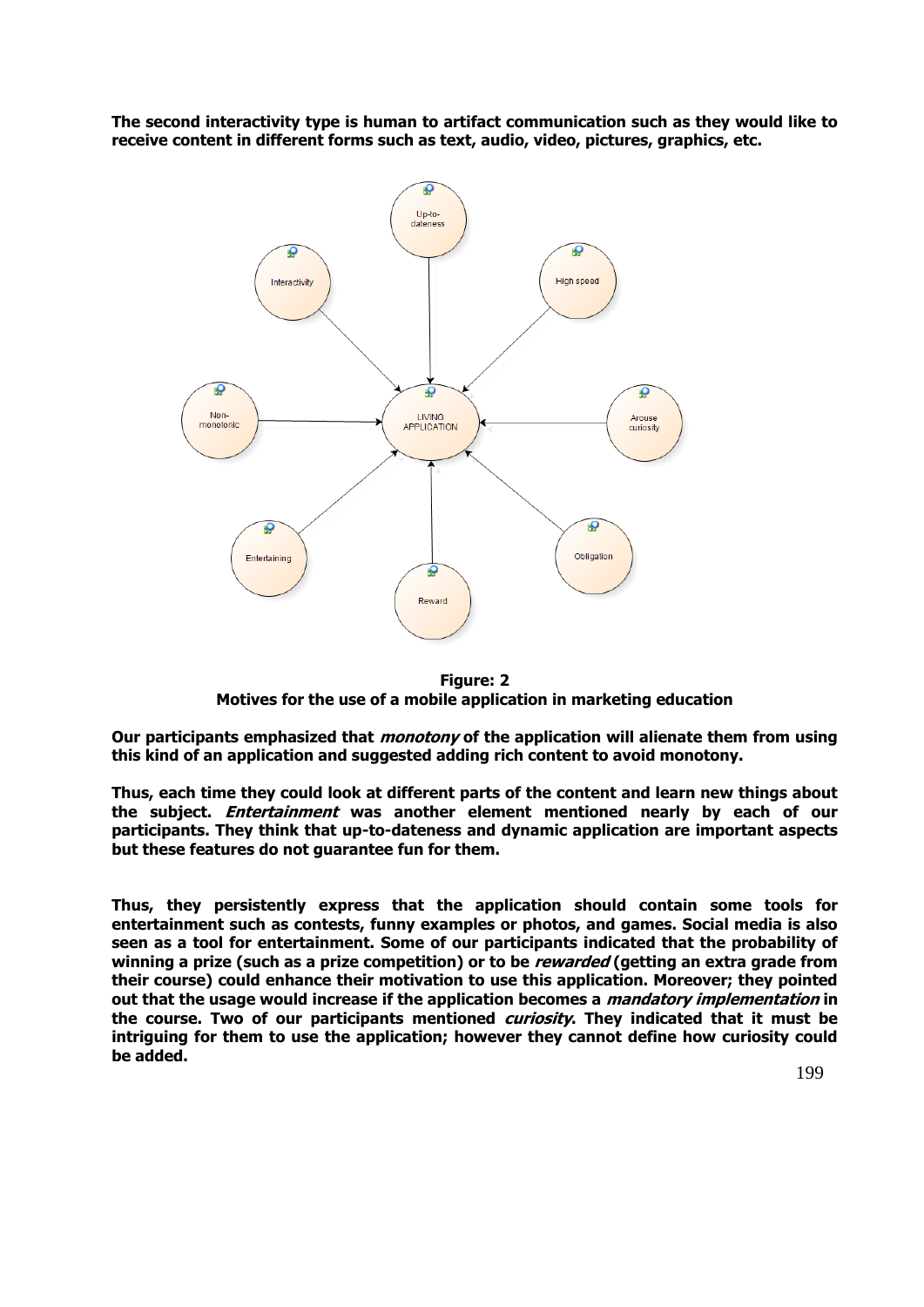**The second interactivity type is human to artifact communication such as they would like to receive content in different forms such as text, audio, video, pictures, graphics, etc.**

**Figure: 2**
**Motives for the use of a mobile application in marketing education**

**Our participants emphasized that *monotony* of the application will alienate them from using this kind of an application and suggested adding rich content to avoid monotony.**

**Thus, each time they could look at different parts of the content and learn new things about the subject. *Entertainment* was another element mentioned nearly by each of our participants. They think that up-to-dateness and dynamic application are important aspects but these features do not guarantee fun for them.**

**Thus, they persistently express that the application should contain some tools for entertainment such as contests, funny examples or photos, and games. Social media is also seen as a tool for entertainment. Some of our participants indicated that the probability of winning a prize (such as a prize competition) or to be *rewarded* (getting an extra grade from their course) could enhance their motivation to use this application. Moreover; they pointed out that the usage would increase if the application becomes a *mandatory implementation* in the course. Two of our participants mentioned *curiosity*. They indicated that it must be intriguing for them to use the application; however they cannot define how curiosity could be added.**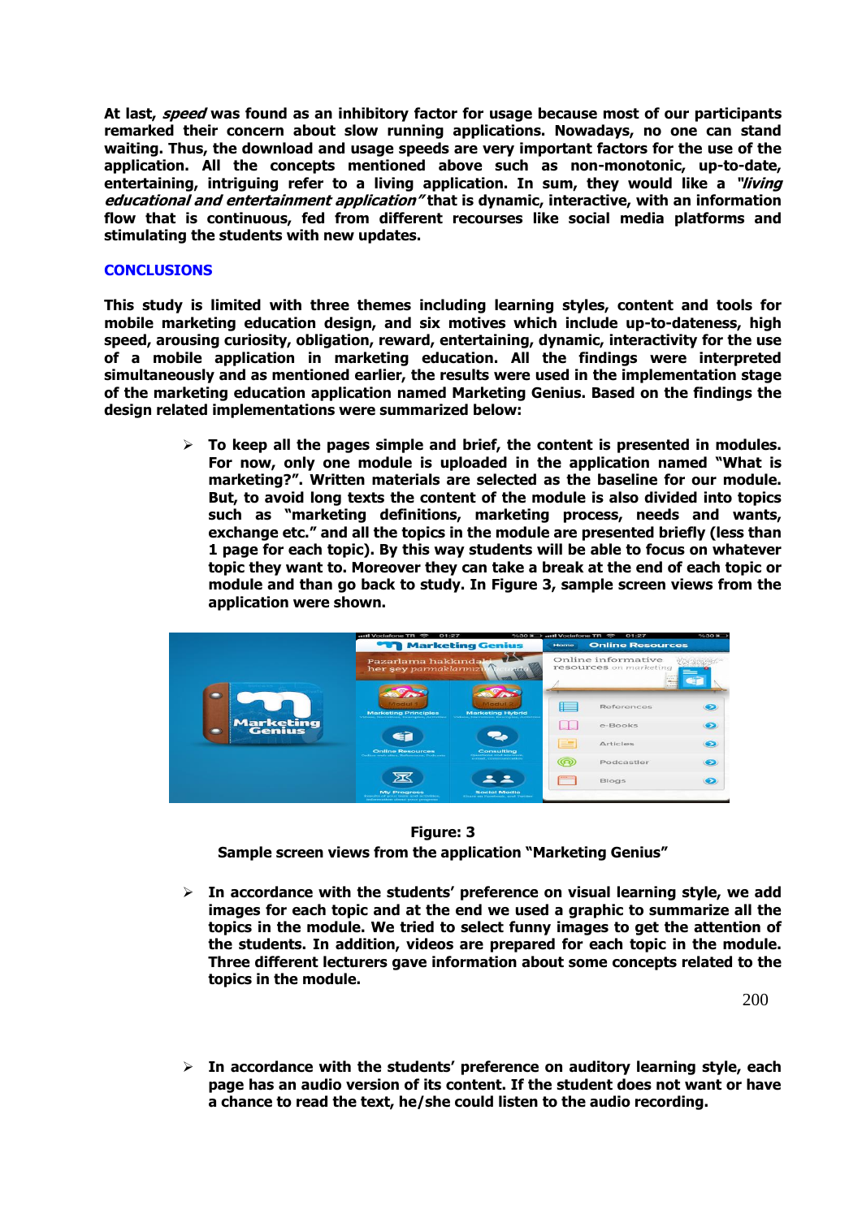At last, ***speed*** **was found as an inhibitory factor for usage because most of our participants remarked their concern about slow running applications. Nowadays, no one can stand waiting. Thus, the download and usage speeds are very important factors for the use of the application. All the concepts mentioned above such as non-monotonic, up-to-date, entertaining, intriguing refer to a living application. In sum, they would like a** ***"living educational and entertainment application"*** **that is dynamic, interactive, with an information flow that is continuous, fed from different recourses like social media platforms and stimulating the students with new updates.**

## CONCLUSIONS

**This study is limited with three themes including learning styles, content and tools for mobile marketing education design, and six motives which include up-to-dateness, high speed, arousing curiosity, obligation, reward, entertaining, dynamic, interactivity for the use of a mobile application in marketing education. All the findings were interpreted simultaneously and as mentioned earlier, the results were used in the implementation stage of the marketing education application named Marketing Genius. Based on the findings the design related implementations were summarized below:**

- **To keep all the pages simple and brief, the content is presented in modules. For now, only one module is uploaded in the application named "What is marketing?". Written materials are selected as the baseline for our module. But, to avoid long texts the content of the module is also divided into topics such as "marketing definitions, marketing process, needs and wants, exchange etc." and all the topics in the module are presented briefly (less than 1 page for each topic). By this way students will be able to focus on whatever topic they want to. Moreover they can take a break at the end of each topic or module and than go back to study. In Figure 3, sample screen views from the application were shown.**

**Figure: 3**
**Sample screen views from the application "Marketing Genius"**

- **In accordance with the students' preference on visual learning style, we add images for each topic and at the end we used a graphic to summarize all the topics in the module. We tried to select funny images to get the attention of the students. In addition, videos are prepared for each topic in the module. Three different lecturers gave information about some concepts related to the topics in the module.**

- **In accordance with the students' preference on auditory learning style, each page has an audio version of its content. If the student does not want or have a chance to read the text, he/she could listen to the audio recording.**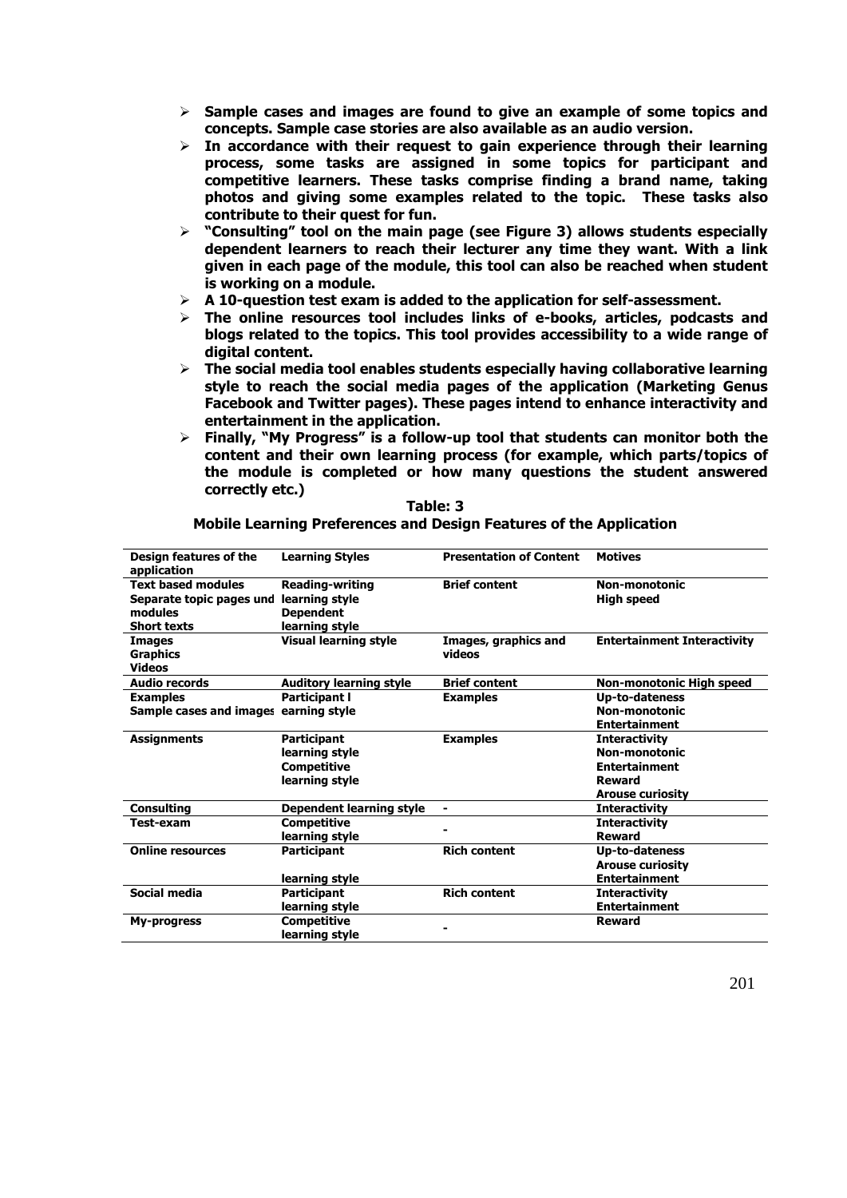- **Sample cases and images are found to give an example of some topics and concepts. Sample case stories are also available as an audio version.**
- **In accordance with their request to gain experience through their learning process, some tasks are assigned in some topics for participant and competitive learners. These tasks comprise finding a brand name, taking photos and giving some examples related to the topic. These tasks also contribute to their quest for fun.**
- **"Consulting" tool on the main page (see Figure 3) allows students especially dependent learners to reach their lecturer any time they want. With a link given in each page of the module, this tool can also be reached when student is working on a module.**
- **A 10-question test exam is added to the application for self-assessment.**
- **The online resources tool includes links of e-books, articles, podcasts and blogs related to the topics. This tool provides accessibility to a wide range of digital content.**
- **The social media tool enables students especially having collaborative learning style to reach the social media pages of the application (Marketing Genus Facebook and Twitter pages). These pages intend to enhance interactivity and entertainment in the application.**
- **Finally, "My Progress" is a follow-up tool that students can monitor both the content and their own learning process (for example, which parts/topics of the module is completed or how many questions the student answered correctly etc.)**

**Table: 3**
**Mobile Learning Preferences and Design Features of the Application**

| Design features of the application | Learning Styles | Presentation of Content | Motives |
|---|---|---|---|
| Text based modules<br>Separate topic pages und modules<br>Short texts | Reading-writing learning style<br>Dependent learning style | Brief content | Non-monotonic<br>High speed |
| Images<br>Graphics<br>Videos | Visual learning style | Images, graphics and videos | Entertainment Interactivity |
| Audio records | Auditory learning style | Brief content | Non-monotonic High speed |
| Examples<br>Sample cases and images | Participant l earning style | Examples | Up-to-dateness<br>Non-monotonic<br>Entertainment |
| Assignments | Participant learning style<br>Competitive learning style | Examples | Interactivity<br>Non-monotonic<br>Entertainment<br>Reward<br>Arouse curiosity |
| Consulting | Dependent learning style | - | Interactivity |
| Test-exam | Competitive learning style | - | Interactivity<br>Reward |
| Online resources | Participant learning style | Rich content | Up-to-dateness<br>Arouse curiosity<br>Entertainment |
| Social media | Participant learning style | Rich content | Interactivity<br>Entertainment |
| My-progress | Competitive learning style | - | Reward |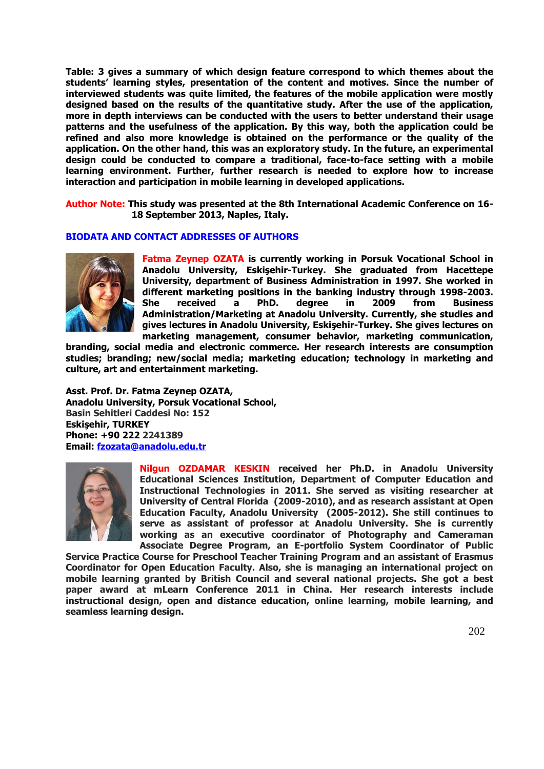Table: 3 gives a summary of which design feature correspond to which themes about the students' learning styles, presentation of the content and motives. Since the number of interviewed students was quite limited, the features of the mobile application were mostly designed based on the results of the quantitative study. After the use of the application, more in depth interviews can be conducted with the users to better understand their usage patterns and the usefulness of the application. By this way, both the application could be refined and also more knowledge is obtained on the performance or the quality of the application. On the other hand, this was an exploratory study. In the future, an experimental design could be conducted to compare a traditional, face-to-face setting with a mobile learning environment. Further, further research is needed to explore how to increase interaction and participation in mobile learning in developed applications.

**Author Note:** This study was presented at the 8th International Academic Conference on 16-18 September 2013, Naples, Italy.

## BIODATA AND CONTACT ADDRESSES OF AUTHORS

**Fatma Zeynep OZATA** is currently working in Porsuk Vocational School in Anadolu University, Eskişehir-Turkey. She graduated from Hacettepe University, department of Business Administration in 1997. She worked in different marketing positions in the banking industry through 1998-2003. She received a PhD. degree in 2009 from Business Administration/Marketing at Anadolu University. Currently, she studies and gives lectures in Anadolu University, Eskişehir-Turkey. She gives lectures on marketing management, consumer behavior, marketing communication, branding, social media and electronic commerce. Her research interests are consumption studies; branding; new/social media; marketing education; technology in marketing and culture, art and entertainment marketing.

Asst. Prof. Dr. Fatma Zeynep OZATA,
Anadolu University, Porsuk Vocational School,
Basin Sehitleri Caddesi No: 152
Eskişehir, TURKEY
Phone: +90 222 2241389
Email: fzozata@anadolu.edu.tr

**Nilgun OZDAMAR KESKIN** received her Ph.D. in Anadolu University Educational Sciences Institution, Department of Computer Education and Instructional Technologies in 2011. She served as visiting researcher at University of Central Florida (2009-2010), and as research assistant at Open Education Faculty, Anadolu University (2005-2012). She still continues to serve as assistant of professor at Anadolu University. She is currently working as an executive coordinator of Photography and Cameraman Associate Degree Program, an E-portfolio System Coordinator of Public Service Practice Course for Preschool Teacher Training Program and an assistant of Erasmus Coordinator for Open Education Faculty. Also, she is managing an international project on mobile learning granted by British Council and several national projects. She got a best paper award at mLearn Conference 2011 in China. Her research interests include instructional design, open and distance education, online learning, mobile learning, and seamless learning design.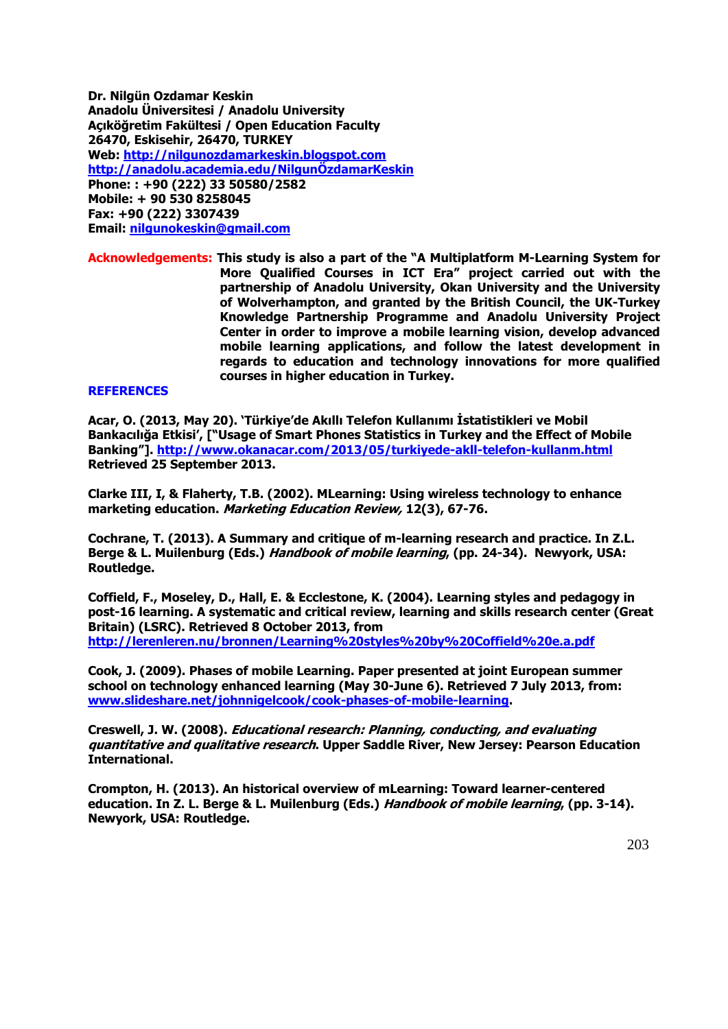**Dr. Nilgün Ozdamar Keskin**
**Anadolu Üniversitesi / Anadolu University**
**Açıköğretim Fakültesi / Open Education Faculty**
**26470, Eskisehir, 26470, TURKEY**
**Web: http://nilgunozdamarkeskin.blogspot.com**
**http://anadolu.academia.edu/NilgunÖzdamarKeskin**
**Phone: : +90 (222) 33 50580/2582**
**Mobile: + 90 530 8258045**
**Fax: +90 (222) 3307439**
**Email: nilgunokeskin@gmail.com**

**Acknowledgements: This study is also a part of the "A Multiplatform M-Learning System for More Qualified Courses in ICT Era" project carried out with the partnership of Anadolu University, Okan University and the University of Wolverhampton, and granted by the British Council, the UK-Turkey Knowledge Partnership Programme and Anadolu University Project Center in order to improve a mobile learning vision, develop advanced mobile learning applications, and follow the latest development in regards to education and technology innovations for more qualified courses in higher education in Turkey.**

## REFERENCES

**Acar, O. (2013, May 20). 'Türkiye'de Akıllı Telefon Kullanımı İstatistikleri ve Mobil Bankacılığa Etkisi', ["Usage of Smart Phones Statistics in Turkey and the Effect of Mobile Banking"]. http://www.okanacar.com/2013/05/turkiyede-akll-telefon-kullanm.html Retrieved 25 September 2013.**

**Clarke III, I, & Flaherty, T.B. (2002). MLearning: Using wireless technology to enhance marketing education. *Marketing Education Review,* 12(3), 67-76.**

**Cochrane, T. (2013). A Summary and critique of m-learning research and practice. In Z.L. Berge & L. Muilenburg (Eds.) *Handbook of mobile learning*, (pp. 24-34). Newyork, USA: Routledge.**

**Coffield, F., Moseley, D., Hall, E. & Ecclestone, K. (2004). Learning styles and pedagogy in post-16 learning. A systematic and critical review, learning and skills research center (Great Britain) (LSRC). Retrieved 8 October 2013, from http://lerenleren.nu/bronnen/Learning%20styles%20by%20Coffield%20e.a.pdf**

**Cook, J. (2009). Phases of mobile Learning. Paper presented at joint European summer school on technology enhanced learning (May 30-June 6). Retrieved 7 July 2013, from: www.slideshare.net/johnnigelcook/cook-phases-of-mobile-learning.**

**Creswell, J. W. (2008). *Educational research: Planning, conducting, and evaluating quantitative and qualitative research*. Upper Saddle River, New Jersey: Pearson Education International.**

**Crompton, H. (2013). An historical overview of mLearning: Toward learner-centered education. In Z. L. Berge & L. Muilenburg (Eds.) *Handbook of mobile learning*, (pp. 3-14). Newyork, USA: Routledge.**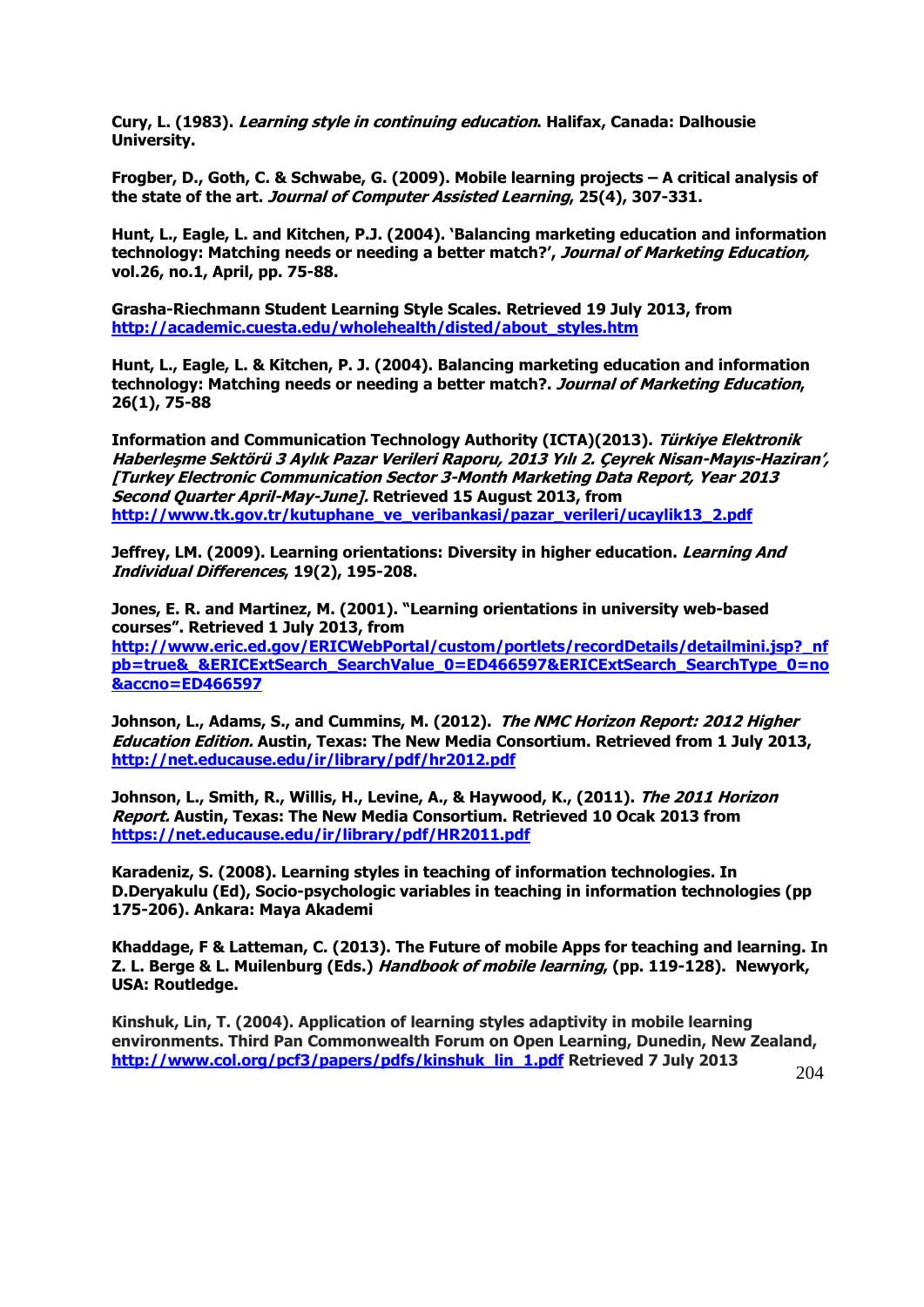**Cury, L. (1983). *Learning style in continuing education*. Halifax, Canada: Dalhousie University.**

**Frogber, D., Goth, C. & Schwabe, G. (2009). Mobile learning projects – A critical analysis of the state of the art. *Journal of Computer Assisted Learning*, 25(4), 307-331.**

**Hunt, L., Eagle, L. and Kitchen, P.J. (2004). 'Balancing marketing education and information technology: Matching needs or needing a better match?', *Journal of Marketing Education,* vol.26, no.1, April, pp. 75-88.**

**Grasha-Riechmann Student Learning Style Scales. Retrieved 19 July 2013, from [http://academic.cuesta.edu/wholehealth/disted/about_styles.htm](http://academic.cuesta.edu/wholehealth/disted/about_styles.htm)**

**Hunt, L., Eagle, L. & Kitchen, P. J. (2004). Balancing marketing education and information technology: Matching needs or needing a better match?. *Journal of Marketing Education*, 26(1), 75-88**

**Information and Communication Technology Authority (ICTA)(2013). *Türkiye Elektronik Haberleşme Sektörü 3 Aylık Pazar Verileri Raporu, 2013 Yılı 2. Çeyrek Nisan-Mayıs-Haziran', [Turkey Electronic Communication Sector 3-Month Marketing Data Report, Year 2013 Second Quarter April-May-June].* Retrieved 15 August 2013, from [http://www.tk.gov.tr/kutuphane_ve_veribankasi/pazar_verileri/ucaylik13_2.pdf](http://www.tk.gov.tr/kutuphane_ve_veribankasi/pazar_verileri/ucaylik13_2.pdf)**

**Jeffrey, LM. (2009). Learning orientations: Diversity in higher education. *Learning And Individual Differences*, 19(2), 195-208.**

**Jones, E. R. and Martinez, M. (2001). "Learning orientations in university web-based courses". Retrieved 1 July 2013, from [http://www.eric.ed.gov/ERICWebPortal/custom/portlets/recordDetails/detailmini.jsp?_nfpb=true&_&ERICExtSearch_SearchValue_0=ED466597&ERICExtSearch_SearchType_0=no&accno=ED466597](http://www.eric.ed.gov/ERICWebPortal/custom/portlets/recordDetails/detailmini.jsp?_nfpb=true&_&ERICExtSearch_SearchValue_0=ED466597&ERICExtSearch_SearchType_0=no&accno=ED466597)**

**Johnson, L., Adams, S., and Cummins, M. (2012). *The NMC Horizon Report: 2012 Higher Education Edition.* Austin, Texas: The New Media Consortium. Retrieved from 1 July 2013, [http://net.educause.edu/ir/library/pdf/hr2012.pdf](http://net.educause.edu/ir/library/pdf/hr2012.pdf)**

**Johnson, L., Smith, R., Willis, H., Levine, A., & Haywood, K., (2011). *The 2011 Horizon Report.* Austin, Texas: The New Media Consortium. Retrieved 10 Ocak 2013 from [https://net.educause.edu/ir/library/pdf/HR2011.pdf](https://net.educause.edu/ir/library/pdf/HR2011.pdf)**

**Karadeniz, S. (2008). Learning styles in teaching of information technologies. In D.Deryakulu (Ed), Socio-psychologic variables in teaching in information technologies (pp 175-206). Ankara: Maya Akademi**

**Khaddage, F & Latteman, C. (2013). The Future of mobile Apps for teaching and learning. In Z. L. Berge & L. Muilenburg (Eds.) *Handbook of mobile learning*, (pp. 119-128). Newyork, USA: Routledge.**

**Kinshuk, Lin, T. (2004). Application of learning styles adaptivity in mobile learning environments. Third Pan Commonwealth Forum on Open Learning, Dunedin, New Zealand, [http://www.col.org/pcf3/papers/pdfs/kinshuk_lin_1.pdf](http://www.col.org/pcf3/papers/pdfs/kinshuk_lin_1.pdf) Retrieved 7 July 2013**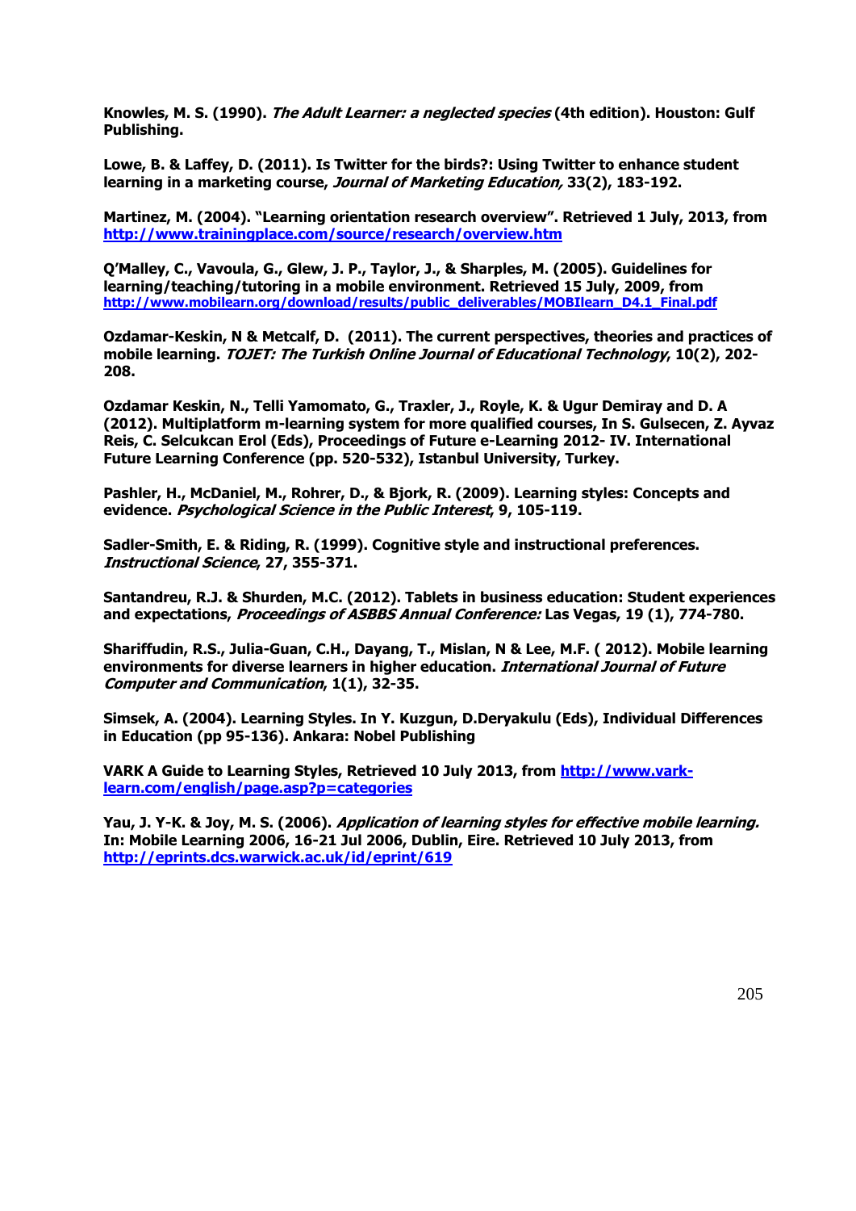**Knowles, M. S. (1990).** ***The Adult Learner: a neglected species*** **(4th edition). Houston: Gulf Publishing.**

**Lowe, B. & Laffey, D. (2011). Is Twitter for the birds?: Using Twitter to enhance student learning in a marketing course,** ***Journal of Marketing Education,*** **33(2), 183-192.**

**Martinez, M. (2004). "Learning orientation research overview". Retrieved 1 July, 2013, from http://www.trainingplace.com/source/research/overview.htm**

**Q'Malley, C., Vavoula, G., Glew, J. P., Taylor, J., & Sharples, M. (2005). Guidelines for learning/teaching/tutoring in a mobile environment. Retrieved 15 July, 2009, from http://www.mobilearn.org/download/results/public_deliverables/MOBIlearn_D4.1_Final.pdf**

**Ozdamar-Keskin, N & Metcalf, D. (2011). The current perspectives, theories and practices of mobile learning.** ***TOJET: The Turkish Online Journal of Educational Technology,*** **10(2), 202-208.**

**Ozdamar Keskin, N., Telli Yamomato, G., Traxler, J., Royle, K. & Ugur Demiray and D. A (2012). Multiplatform m-learning system for more qualified courses, In S. Gulsecen, Z. Ayvaz Reis, C. Selcukcan Erol (Eds), Proceedings of Future e-Learning 2012- IV. International Future Learning Conference (pp. 520-532), Istanbul University, Turkey.**

**Pashler, H., McDaniel, M., Rohrer, D., & Bjork, R. (2009). Learning styles: Concepts and evidence.** ***Psychological Science in the Public Interest,*** **9, 105-119.**

**Sadler-Smith, E. & Riding, R. (1999). Cognitive style and instructional preferences.** ***Instructional Science,*** **27, 355-371.**

**Santandreu, R.J. & Shurden, M.C. (2012). Tablets in business education: Student experiences and expectations,** ***Proceedings of ASBBS Annual Conference:*** **Las Vegas, 19 (1), 774-780.**

**Shariffudin, R.S., Julia-Guan, C.H., Dayang, T., Mislan, N & Lee, M.F. ( 2012). Mobile learning environments for diverse learners in higher education.** ***International Journal of Future Computer and Communication,*** **1(1), 32-35.**

**Simsek, A. (2004). Learning Styles. In Y. Kuzgun, D.Deryakulu (Eds), Individual Differences in Education (pp 95-136). Ankara: Nobel Publishing**

**VARK A Guide to Learning Styles, Retrieved 10 July 2013, from http://www.vark-learn.com/english/page.asp?p=categories**

**Yau, J. Y-K. & Joy, M. S. (2006).** ***Application of learning styles for effective mobile learning.*** **In: Mobile Learning 2006, 16-21 Jul 2006, Dublin, Eire. Retrieved 10 July 2013, from http://eprints.dcs.warwick.ac.uk/id/eprint/619**